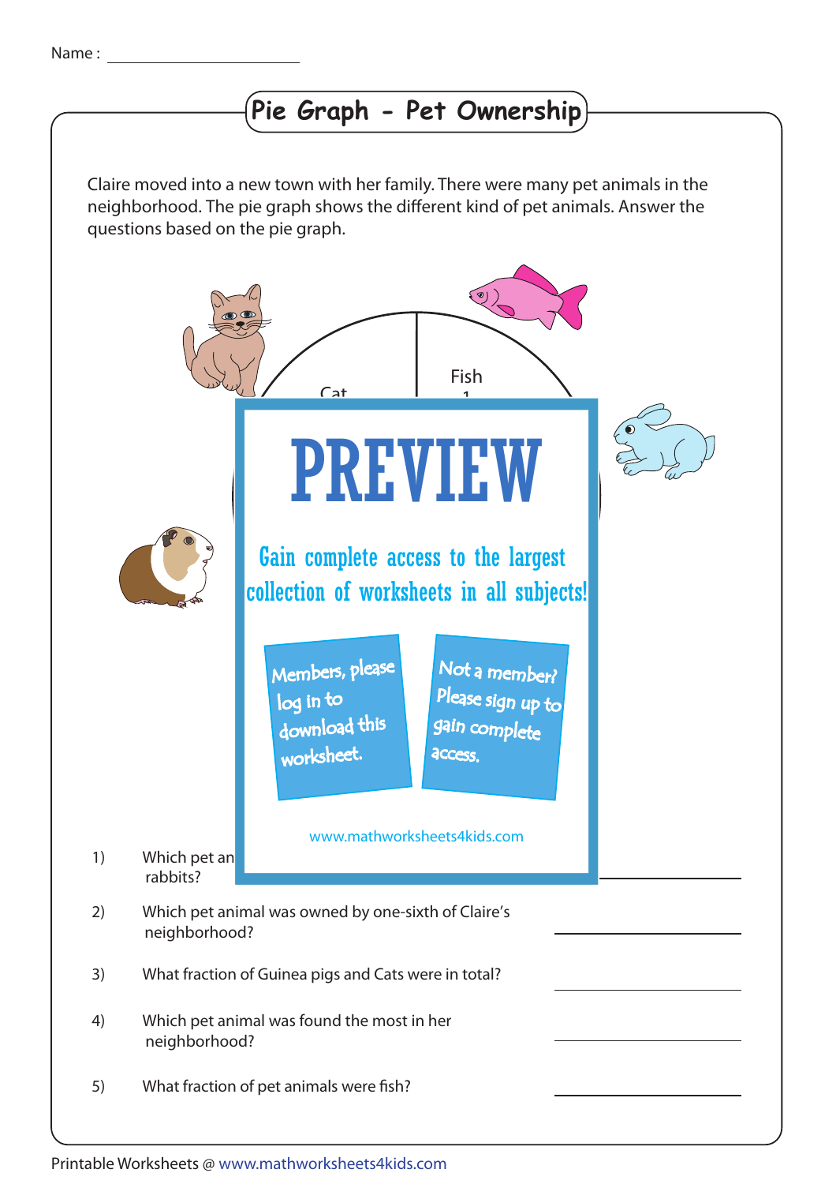Name : ____________________

# Pie Graph - Pet Ownership

Claire moved into a new town with her family. There were many pet animals in the neighborhood. The pie graph shows the different kind of pet animals. Answer the questions based on the pie graph.

Cat

Fish
1

PREVIEW

Gain complete access to the largest collection of worksheets in all subjects!

Members, please log in to download this worksheet.

Not a member? Please sign up to gain complete access.

www.mathworksheets4kids.com

1) Which pet an... rabbits? ____________________

2) Which pet animal was owned by one-sixth of Claire's neighborhood? ____________________

3) What fraction of Guinea pigs and Cats were in total? ____________________

4) Which pet animal was found the most in her neighborhood? ____________________

5) What fraction of pet animals were fish? ____________________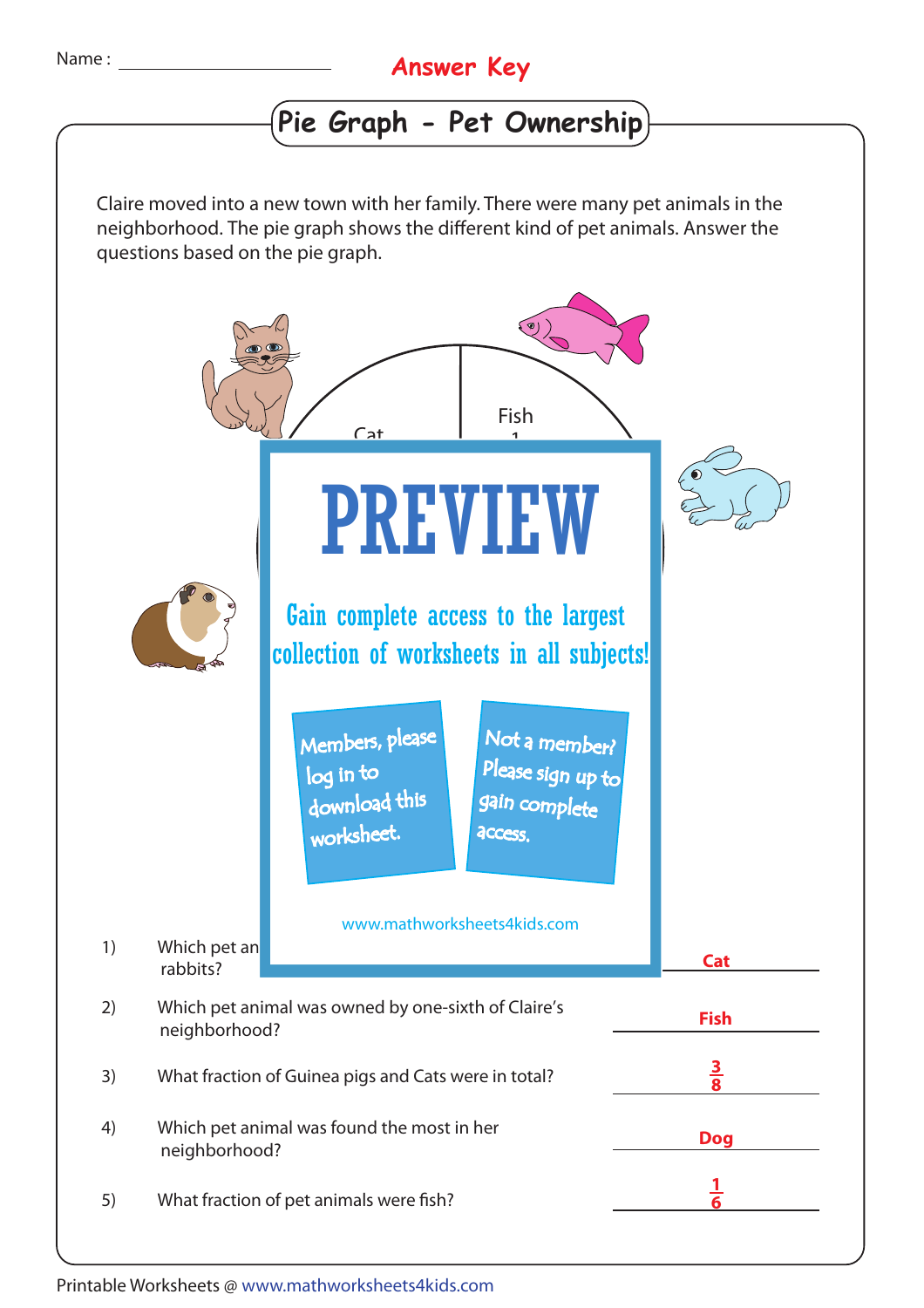Name :

Answer Key

# Pie Graph - Pet Ownership

Claire moved into a new town with her family. There were many pet animals in the neighborhood. The pie graph shows the different kind of pet animals. Answer the questions based on the pie graph.

Cat

Fish

1

PREVIEW

Gain complete access to the largest collection of worksheets in all subjects!

Members, please log in to download this worksheet.

Not a member? Please sign up to gain complete access.

www.mathworksheets4kids.com

1) Which pet an... rabbits? **Cat**

2) Which pet animal was owned by one-sixth of Claire's neighborhood? **Fish**

3) What fraction of Guinea pigs and Cats were in total? $\frac{3}{8}$

4) Which pet animal was found the most in her neighborhood? **Dog**

5) What fraction of pet animals were fish? $\frac{1}{6}$